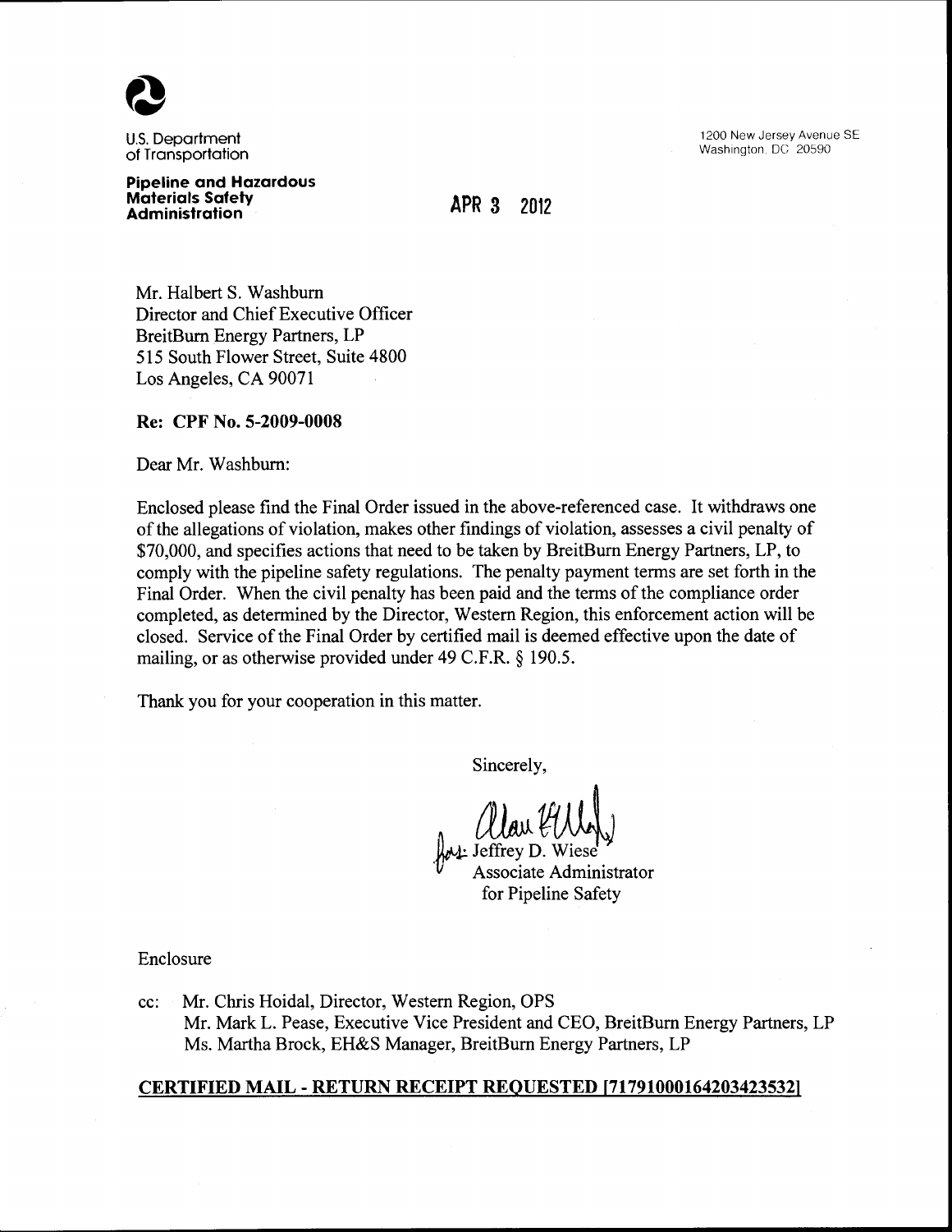U.S. Department of Transportation

**Pipeline and Hazardous Materials Safety Administration**

1200 New Jersey Avenue SE
Washington, DC 20590

APR 3 2012

Mr. Halbert S. Washburn
Director and Chief Executive Officer
BreitBurn Energy Partners, LP
515 South Flower Street, Suite 4800
Los Angeles, CA 90071

**Re: CPF No. 5-2009-0008**

Dear Mr. Washburn:

Enclosed please find the Final Order issued in the above-referenced case. It withdraws one of the allegations of violation, makes other findings of violation, assesses a civil penalty of $70,000, and specifies actions that need to be taken by BreitBurn Energy Partners, LP, to comply with the pipeline safety regulations. The penalty payment terms are set forth in the Final Order. When the civil penalty has been paid and the terms of the compliance order completed, as determined by the Director, Western Region, this enforcement action will be closed. Service of the Final Order by certified mail is deemed effective upon the date of mailing, or as otherwise provided under 49 C.F.R. § 190.5.

Thank you for your cooperation in this matter.

Sincerely,

for: Jeffrey D. Wiese
Associate Administrator
for Pipeline Safety

Enclosure

cc: Mr. Chris Hoidal, Director, Western Region, OPS
Mr. Mark L. Pease, Executive Vice President and CEO, BreitBurn Energy Partners, LP
Ms. Martha Brock, EH&S Manager, BreitBurn Energy Partners, LP

**CERTIFIED MAIL - RETURN RECEIPT REQUESTED [71791000164203423532]**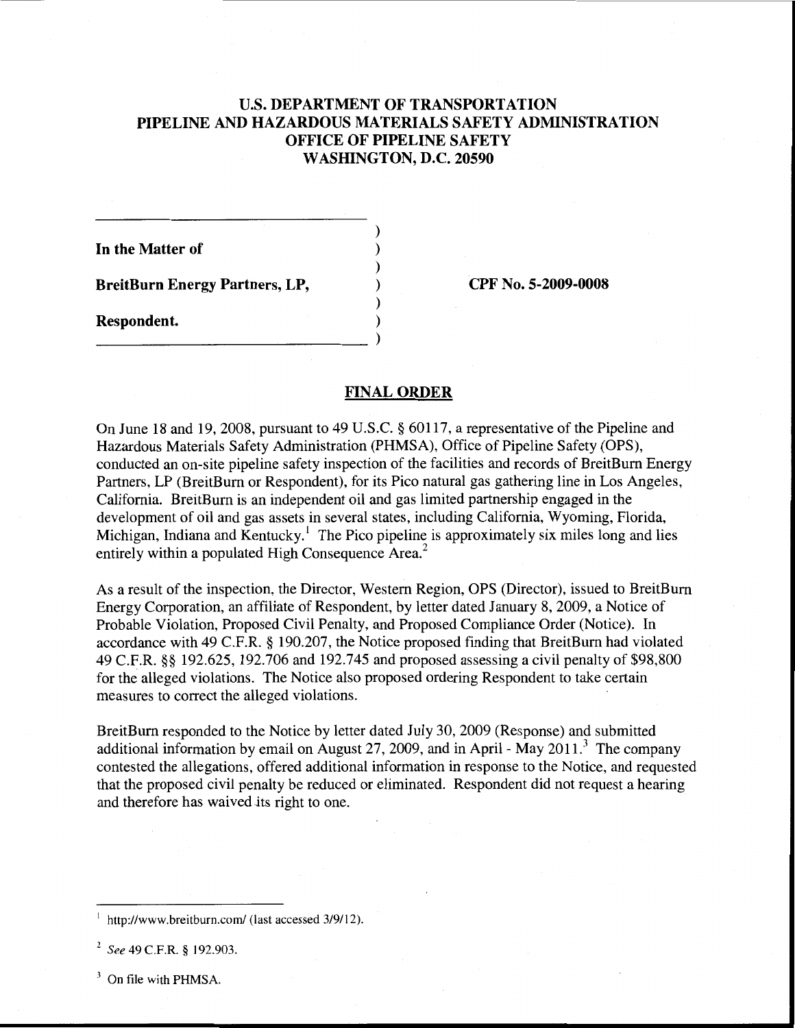**U.S. DEPARTMENT OF TRANSPORTATION**
**PIPELINE AND HAZARDOUS MATERIALS SAFETY ADMINISTRATION**
**OFFICE OF PIPELINE SAFETY**
**WASHINGTON, D.C. 20590**

| | |
|---|---|
| **In the Matter of** | |
| **BreitBurn Energy Partners, LP,** | **CPF No. 5-2009-0008** |
| **Respondent.** | |

## FINAL ORDER

On June 18 and 19, 2008, pursuant to 49 U.S.C. § 60117, a representative of the Pipeline and Hazardous Materials Safety Administration (PHMSA), Office of Pipeline Safety (OPS), conducted an on-site pipeline safety inspection of the facilities and records of BreitBurn Energy Partners, LP (BreitBurn or Respondent), for its Pico natural gas gathering line in Los Angeles, California. BreitBurn is an independent oil and gas limited partnership engaged in the development of oil and gas assets in several states, including California, Wyoming, Florida, Michigan, Indiana and Kentucky.[1] The Pico pipeline is approximately six miles long and lies entirely within a populated High Consequence Area.[2]

As a result of the inspection, the Director, Western Region, OPS (Director), issued to BreitBurn Energy Corporation, an affiliate of Respondent, by letter dated January 8, 2009, a Notice of Probable Violation, Proposed Civil Penalty, and Proposed Compliance Order (Notice). In accordance with 49 C.F.R. § 190.207, the Notice proposed finding that BreitBurn had violated 49 C.F.R. §§ 192.625, 192.706 and 192.745 and proposed assessing a civil penalty of $98,800 for the alleged violations. The Notice also proposed ordering Respondent to take certain measures to correct the alleged violations.

BreitBurn responded to the Notice by letter dated July 30, 2009 (Response) and submitted additional information by email on August 27, 2009, and in April - May 2011.[3] The company contested the allegations, offered additional information in response to the Notice, and requested that the proposed civil penalty be reduced or eliminated. Respondent did not request a hearing and therefore has waived its right to one.

---

[1] http://www.breitburn.com/ (last accessed 3/9/12).

[2] *See* 49 C.F.R. § 192.903.

[3] On file with PHMSA.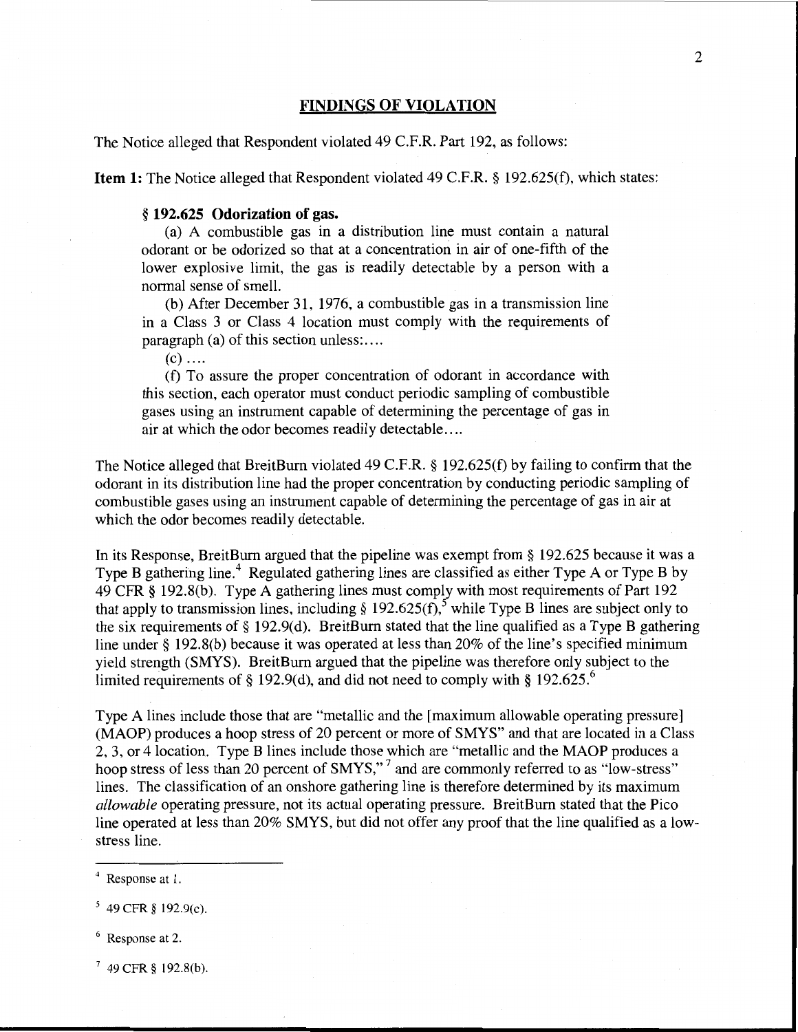## FINDINGS OF VIOLATION

The Notice alleged that Respondent violated 49 C.F.R. Part 192, as follows:

**Item 1:** The Notice alleged that Respondent violated 49 C.F.R. § 192.625(f), which states:

> **§ 192.625 Odorization of gas.**
>
> (a) A combustible gas in a distribution line must contain a natural odorant or be odorized so that at a concentration in air of one-fifth of the lower explosive limit, the gas is readily detectable by a person with a normal sense of smell.
>
> (b) After December 31, 1976, a combustible gas in a transmission line in a Class 3 or Class 4 location must comply with the requirements of paragraph (a) of this section unless:....
>
> (c) ....
>
> (f) To assure the proper concentration of odorant in accordance with this section, each operator must conduct periodic sampling of combustible gases using an instrument capable of determining the percentage of gas in air at which the odor becomes readily detectable....

The Notice alleged that BreitBurn violated 49 C.F.R. § 192.625(f) by failing to confirm that the odorant in its distribution line had the proper concentration by conducting periodic sampling of combustible gases using an instrument capable of determining the percentage of gas in air at which the odor becomes readily detectable.

In its Response, BreitBurn argued that the pipeline was exempt from § 192.625 because it was a Type B gathering line.[4] Regulated gathering lines are classified as either Type A or Type B by 49 CFR § 192.8(b). Type A gathering lines must comply with most requirements of Part 192 that apply to transmission lines, including § 192.625(f),[5] while Type B lines are subject only to the six requirements of § 192.9(d). BreitBurn stated that the line qualified as a Type B gathering line under § 192.8(b) because it was operated at less than 20% of the line's specified minimum yield strength (SMYS). BreitBurn argued that the pipeline was therefore only subject to the limited requirements of § 192.9(d), and did not need to comply with § 192.625.[6]

Type A lines include those that are "metallic and the [maximum allowable operating pressure] (MAOP) produces a hoop stress of 20 percent or more of SMYS" and that are located in a Class 2, 3, or 4 location. Type B lines include those which are "metallic and the MAOP produces a hoop stress of less than 20 percent of SMYS,"[7] and are commonly referred to as "low-stress" lines. The classification of an onshore gathering line is therefore determined by its maximum *allowable* operating pressure, not its actual operating pressure. BreitBurn stated that the Pico line operated at less than 20% SMYS, but did not offer any proof that the line qualified as a low-stress line.

---

[4] Response at 1.

[5] 49 CFR § 192.9(c).

[6] Response at 2.

[7] 49 CFR § 192.8(b).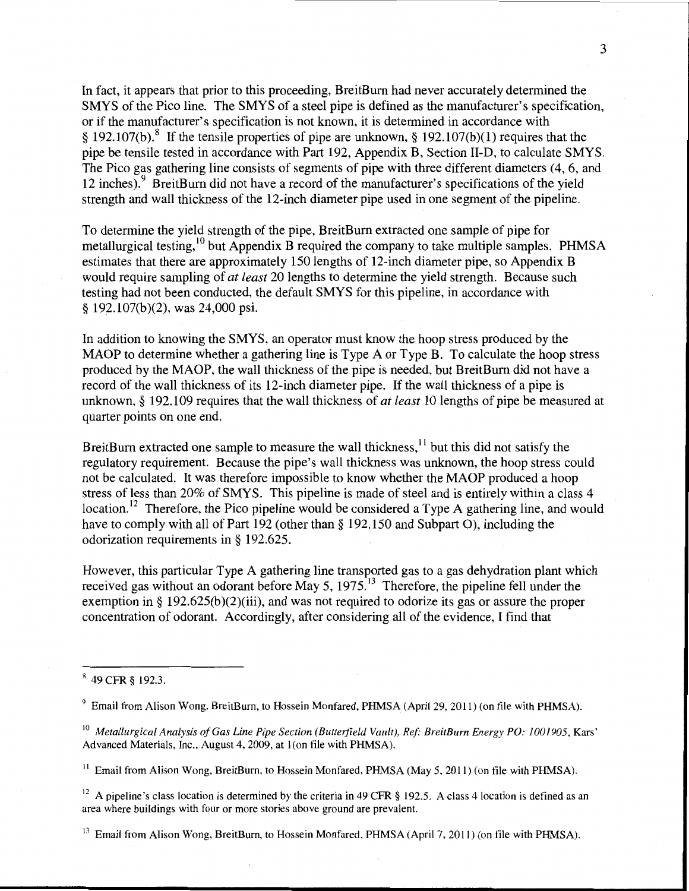In fact, it appears that prior to this proceeding, BreitBurn had never accurately determined the SMYS of the Pico line. The SMYS of a steel pipe is defined as the manufacturer's specification, or if the manufacturer's specification is not known, it is determined in accordance with § 192.107(b).[8] If the tensile properties of pipe are unknown, § 192.107(b)(1) requires that the pipe be tensile tested in accordance with Part 192, Appendix B, Section II-D, to calculate SMYS. The Pico gas gathering line consists of segments of pipe with three different diameters (4, 6, and 12 inches).[9] BreitBurn did not have a record of the manufacturer's specifications of the yield strength and wall thickness of the 12-inch diameter pipe used in one segment of the pipeline.

To determine the yield strength of the pipe, BreitBurn extracted one sample of pipe for metallurgical testing,[10] but Appendix B required the company to take multiple samples. PHMSA estimates that there are approximately 150 lengths of 12-inch diameter pipe, so Appendix B would require sampling of *at least* 20 lengths to determine the yield strength. Because such testing had not been conducted, the default SMYS for this pipeline, in accordance with § 192.107(b)(2), was 24,000 psi.

In addition to knowing the SMYS, an operator must know the hoop stress produced by the MAOP to determine whether a gathering line is Type A or Type B. To calculate the hoop stress produced by the MAOP, the wall thickness of the pipe is needed, but BreitBurn did not have a record of the wall thickness of its 12-inch diameter pipe. If the wall thickness of a pipe is unknown, § 192.109 requires that the wall thickness of *at least* 10 lengths of pipe be measured at quarter points on one end.

BreitBurn extracted one sample to measure the wall thickness,[11] but this did not satisfy the regulatory requirement. Because the pipe's wall thickness was unknown, the hoop stress could not be calculated. It was therefore impossible to know whether the MAOP produced a hoop stress of less than 20% of SMYS. This pipeline is made of steel and is entirely within a class 4 location.[12] Therefore, the Pico pipeline would be considered a Type A gathering line, and would have to comply with all of Part 192 (other than § 192.150 and Subpart O), including the odorization requirements in § 192.625.

However, this particular Type A gathering line transported gas to a gas dehydration plant which received gas without an odorant before May 5, 1975.[13] Therefore, the pipeline fell under the exemption in § 192.625(b)(2)(iii), and was not required to odorize its gas or assure the proper concentration of odorant. Accordingly, after considering all of the evidence, I find that

---

[8] 49 CFR § 192.3.

[9] Email from Alison Wong, BreitBurn, to Hossein Monfared, PHMSA (April 29, 2011) (on file with PHMSA).

[10] *Metallurgical Analysis of Gas Line Pipe Section (Butterfield Vault), Ref: BreitBurn Energy PO: 1001905*, Kars' Advanced Materials, Inc., August 4, 2009, at 1(on file with PHMSA).

[11] Email from Alison Wong, BreitBurn, to Hossein Monfared, PHMSA (May 5, 2011) (on file with PHMSA).

[12] A pipeline's class location is determined by the criteria in 49 CFR § 192.5. A class 4 location is defined as an area where buildings with four or more stories above ground are prevalent.

[13] Email from Alison Wong, BreitBurn, to Hossein Monfared, PHMSA (April 7, 2011) (on file with PHMSA).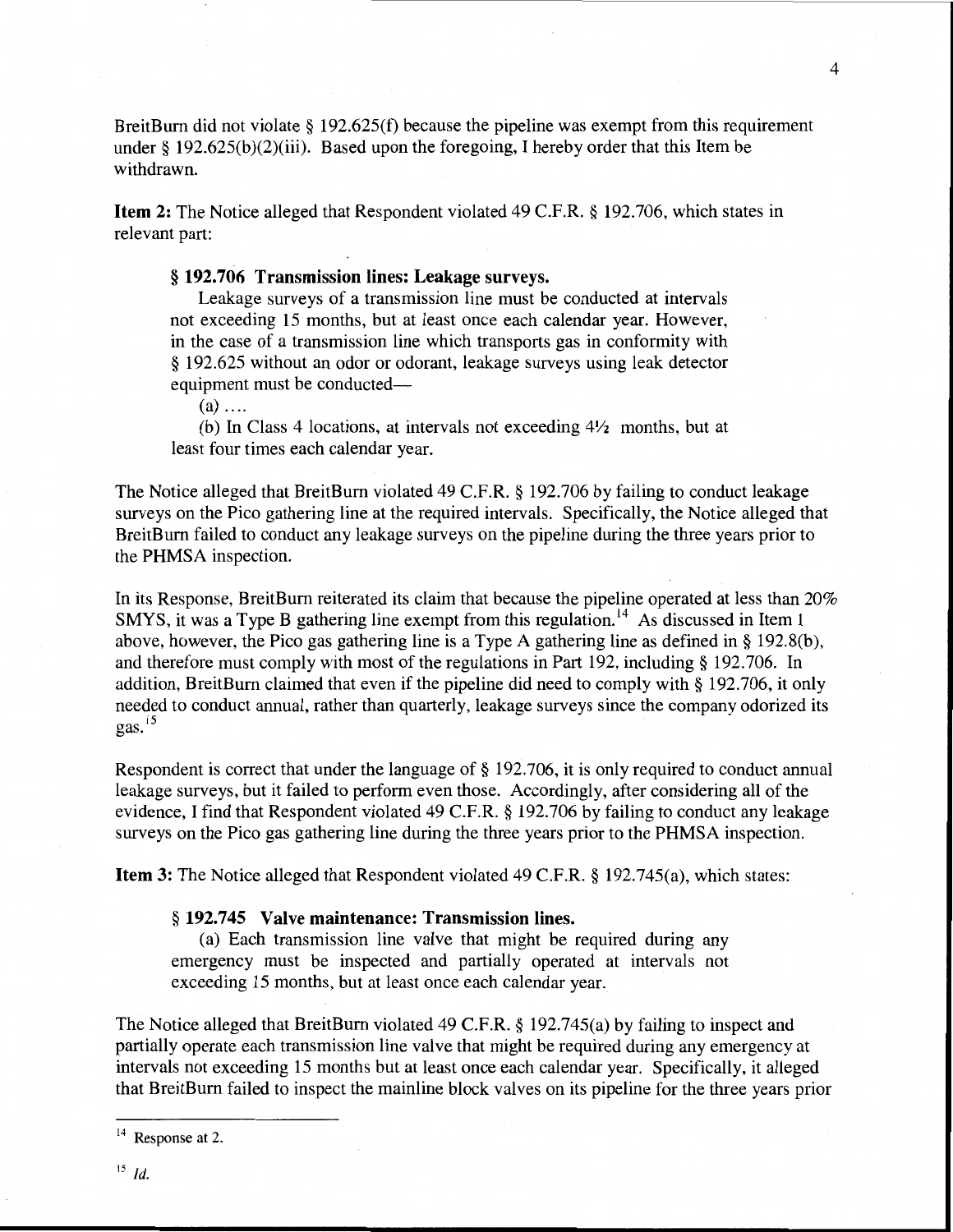BreitBurn did not violate § 192.625(f) because the pipeline was exempt from this requirement under § 192.625(b)(2)(iii). Based upon the foregoing, I hereby order that this Item be withdrawn.

**Item 2:** The Notice alleged that Respondent violated 49 C.F.R. § 192.706, which states in relevant part:

> **§ 192.706 Transmission lines: Leakage surveys.**
>
> Leakage surveys of a transmission line must be conducted at intervals not exceeding 15 months, but at least once each calendar year. However, in the case of a transmission line which transports gas in conformity with § 192.625 without an odor or odorant, leakage surveys using leak detector equipment must be conducted—
>
> (a) ....
>
> (b) In Class 4 locations, at intervals not exceeding 4½ months, but at least four times each calendar year.

The Notice alleged that BreitBurn violated 49 C.F.R. § 192.706 by failing to conduct leakage surveys on the Pico gathering line at the required intervals. Specifically, the Notice alleged that BreitBurn failed to conduct any leakage surveys on the pipeline during the three years prior to the PHMSA inspection.

In its Response, BreitBurn reiterated its claim that because the pipeline operated at less than 20% SMYS, it was a Type B gathering line exempt from this regulation.[14] As discussed in Item 1 above, however, the Pico gas gathering line is a Type A gathering line as defined in § 192.8(b), and therefore must comply with most of the regulations in Part 192, including § 192.706. In addition, BreitBurn claimed that even if the pipeline did need to comply with § 192.706, it only needed to conduct annual, rather than quarterly, leakage surveys since the company odorized its gas.[15]

Respondent is correct that under the language of § 192.706, it is only required to conduct annual leakage surveys, but it failed to perform even those. Accordingly, after considering all of the evidence, I find that Respondent violated 49 C.F.R. § 192.706 by failing to conduct any leakage surveys on the Pico gas gathering line during the three years prior to the PHMSA inspection.

**Item 3:** The Notice alleged that Respondent violated 49 C.F.R. § 192.745(a), which states:

> **§ 192.745 Valve maintenance: Transmission lines.**
>
> (a) Each transmission line valve that might be required during any emergency must be inspected and partially operated at intervals not exceeding 15 months, but at least once each calendar year.

The Notice alleged that BreitBurn violated 49 C.F.R. § 192.745(a) by failing to inspect and partially operate each transmission line valve that might be required during any emergency at intervals not exceeding 15 months but at least once each calendar year. Specifically, it alleged that BreitBurn failed to inspect the mainline block valves on its pipeline for the three years prior

---

[14] Response at 2.

[15] *Id.*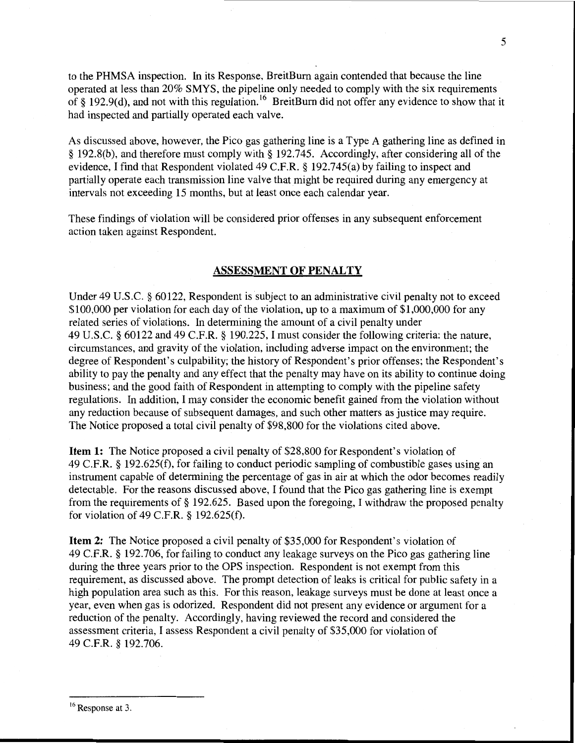to the PHMSA inspection. In its Response, BreitBurn again contended that because the line operated at less than 20% SMYS, the pipeline only needed to comply with the six requirements of § 192.9(d), and not with this regulation.[16] BreitBurn did not offer any evidence to show that it had inspected and partially operated each valve.

As discussed above, however, the Pico gas gathering line is a Type A gathering line as defined in § 192.8(b), and therefore must comply with § 192.745. Accordingly, after considering all of the evidence, I find that Respondent violated 49 C.F.R. § 192.745(a) by failing to inspect and partially operate each transmission line valve that might be required during any emergency at intervals not exceeding 15 months, but at least once each calendar year.

These findings of violation will be considered prior offenses in any subsequent enforcement action taken against Respondent.

## ASSESSMENT OF PENALTY

Under 49 U.S.C. § 60122, Respondent is subject to an administrative civil penalty not to exceed $100,000 per violation for each day of the violation, up to a maximum of $1,000,000 for any related series of violations. In determining the amount of a civil penalty under 49 U.S.C. § 60122 and 49 C.F.R. § 190.225, I must consider the following criteria: the nature, circumstances, and gravity of the violation, including adverse impact on the environment; the degree of Respondent's culpability; the history of Respondent's prior offenses; the Respondent's ability to pay the penalty and any effect that the penalty may have on its ability to continue doing business; and the good faith of Respondent in attempting to comply with the pipeline safety regulations. In addition, I may consider the economic benefit gained from the violation without any reduction because of subsequent damages, and such other matters as justice may require. The Notice proposed a total civil penalty of $98,800 for the violations cited above.

**Item 1:** The Notice proposed a civil penalty of $28,800 for Respondent's violation of 49 C.F.R. § 192.625(f), for failing to conduct periodic sampling of combustible gases using an instrument capable of determining the percentage of gas in air at which the odor becomes readily detectable. For the reasons discussed above, I found that the Pico gas gathering line is exempt from the requirements of § 192.625. Based upon the foregoing, I withdraw the proposed penalty for violation of 49 C.F.R. § 192.625(f).

**Item 2:** The Notice proposed a civil penalty of $35,000 for Respondent's violation of 49 C.F.R. § 192.706, for failing to conduct any leakage surveys on the Pico gas gathering line during the three years prior to the OPS inspection. Respondent is not exempt from this requirement, as discussed above. The prompt detection of leaks is critical for public safety in a high population area such as this. For this reason, leakage surveys must be done at least once a year, even when gas is odorized. Respondent did not present any evidence or argument for a reduction of the penalty. Accordingly, having reviewed the record and considered the assessment criteria, I assess Respondent a civil penalty of $35,000 for violation of 49 C.F.R. § 192.706.

---

[16] Response at 3.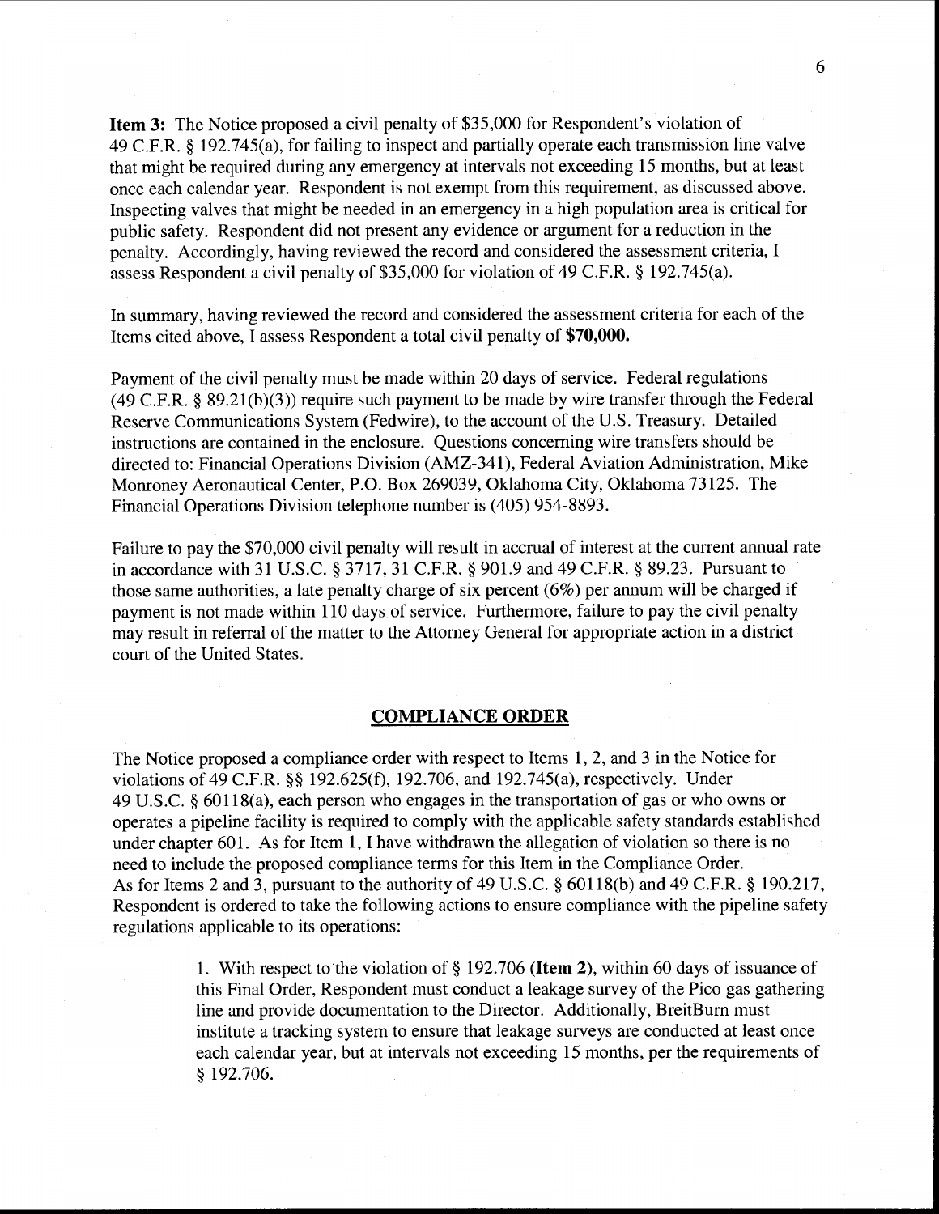**Item 3:** The Notice proposed a civil penalty of $35,000 for Respondent's violation of 49 C.F.R. § 192.745(a), for failing to inspect and partially operate each transmission line valve that might be required during any emergency at intervals not exceeding 15 months, but at least once each calendar year. Respondent is not exempt from this requirement, as discussed above. Inspecting valves that might be needed in an emergency in a high population area is critical for public safety. Respondent did not present any evidence or argument for a reduction in the penalty. Accordingly, having reviewed the record and considered the assessment criteria, I assess Respondent a civil penalty of $35,000 for violation of 49 C.F.R. § 192.745(a).

In summary, having reviewed the record and considered the assessment criteria for each of the Items cited above, I assess Respondent a total civil penalty of **$70,000.**

Payment of the civil penalty must be made within 20 days of service. Federal regulations (49 C.F.R. § 89.21(b)(3)) require such payment to be made by wire transfer through the Federal Reserve Communications System (Fedwire), to the account of the U.S. Treasury. Detailed instructions are contained in the enclosure. Questions concerning wire transfers should be directed to: Financial Operations Division (AMZ-341), Federal Aviation Administration, Mike Monroney Aeronautical Center, P.O. Box 269039, Oklahoma City, Oklahoma 73125. The Financial Operations Division telephone number is (405) 954-8893.

Failure to pay the $70,000 civil penalty will result in accrual of interest at the current annual rate in accordance with 31 U.S.C. § 3717, 31 C.F.R. § 901.9 and 49 C.F.R. § 89.23. Pursuant to those same authorities, a late penalty charge of six percent (6%) per annum will be charged if payment is not made within 110 days of service. Furthermore, failure to pay the civil penalty may result in referral of the matter to the Attorney General for appropriate action in a district court of the United States.

## COMPLIANCE ORDER

The Notice proposed a compliance order with respect to Items 1, 2, and 3 in the Notice for violations of 49 C.F.R. §§ 192.625(f), 192.706, and 192.745(a), respectively. Under 49 U.S.C. § 60118(a), each person who engages in the transportation of gas or who owns or operates a pipeline facility is required to comply with the applicable safety standards established under chapter 601. As for Item 1, I have withdrawn the allegation of violation so there is no need to include the proposed compliance terms for this Item in the Compliance Order. As for Items 2 and 3, pursuant to the authority of 49 U.S.C. § 60118(b) and 49 C.F.R. § 190.217, Respondent is ordered to take the following actions to ensure compliance with the pipeline safety regulations applicable to its operations:

1. With respect to the violation of § 192.706 (**Item 2**), within 60 days of issuance of this Final Order, Respondent must conduct a leakage survey of the Pico gas gathering line and provide documentation to the Director. Additionally, BreitBurn must institute a tracking system to ensure that leakage surveys are conducted at least once each calendar year, but at intervals not exceeding 15 months, per the requirements of § 192.706.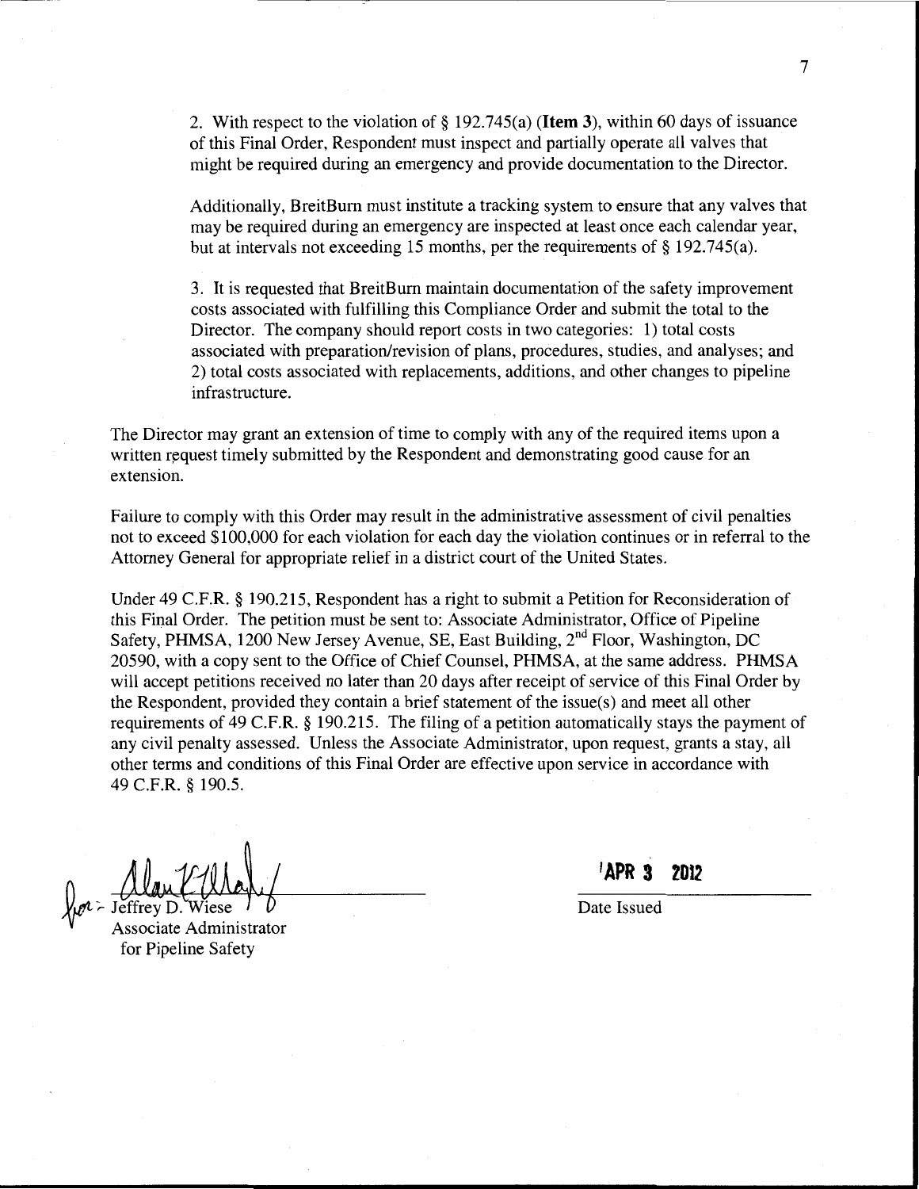2. With respect to the violation of § 192.745(a) (**Item 3**), within 60 days of issuance of this Final Order, Respondent must inspect and partially operate all valves that might be required during an emergency and provide documentation to the Director.

Additionally, BreitBurn must institute a tracking system to ensure that any valves that may be required during an emergency are inspected at least once each calendar year, but at intervals not exceeding 15 months, per the requirements of § 192.745(a).

3. It is requested that BreitBurn maintain documentation of the safety improvement costs associated with fulfilling this Compliance Order and submit the total to the Director. The company should report costs in two categories: 1) total costs associated with preparation/revision of plans, procedures, studies, and analyses; and 2) total costs associated with replacements, additions, and other changes to pipeline infrastructure.

The Director may grant an extension of time to comply with any of the required items upon a written request timely submitted by the Respondent and demonstrating good cause for an extension.

Failure to comply with this Order may result in the administrative assessment of civil penalties not to exceed $100,000 for each violation for each day the violation continues or in referral to the Attorney General for appropriate relief in a district court of the United States.

Under 49 C.F.R. § 190.215, Respondent has a right to submit a Petition for Reconsideration of this Final Order. The petition must be sent to: Associate Administrator, Office of Pipeline Safety, PHMSA, 1200 New Jersey Avenue, SE, East Building, 2nd Floor, Washington, DC 20590, with a copy sent to the Office of Chief Counsel, PHMSA, at the same address. PHMSA will accept petitions received no later than 20 days after receipt of service of this Final Order by the Respondent, provided they contain a brief statement of the issue(s) and meet all other requirements of 49 C.F.R. § 190.215. The filing of a petition automatically stays the payment of any civil penalty assessed. Unless the Associate Administrator, upon request, grants a stay, all other terms and conditions of this Final Order are effective upon service in accordance with 49 C.F.R. § 190.5.

for - Jeffrey D. Wiese
Associate Administrator
for Pipeline Safety

APR 3 2012

Date Issued